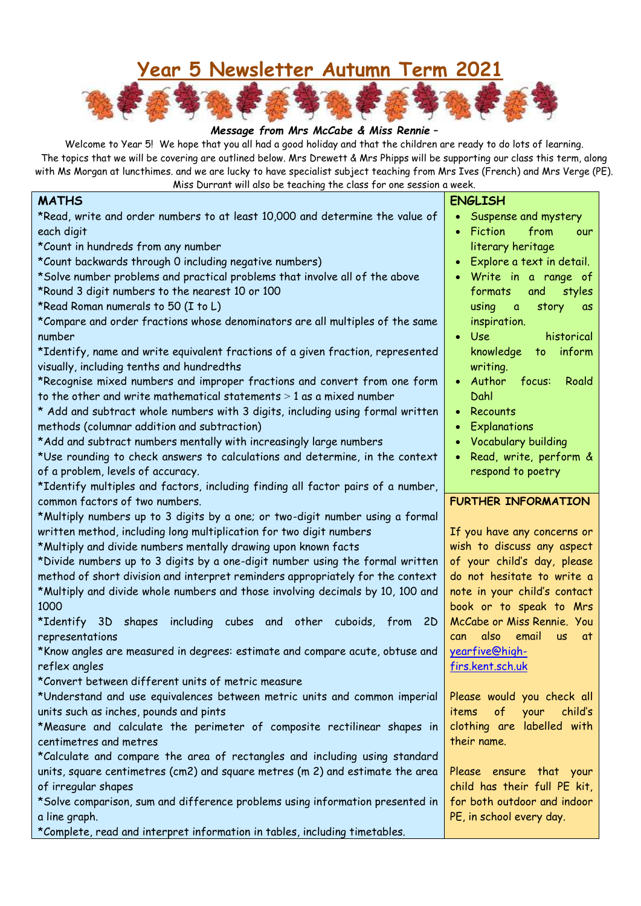# Year 5 Newsletter Autumn Term 2021

***Message from Mrs McCabe & Miss Rennie –***

Welcome to Year 5! We hope that you all had a good holiday and that the children are ready to do lots of learning. The topics that we will be covering are outlined below. Mrs Drewett & Mrs Phipps will be supporting our class this term, along with Ms Morgan at lunchtimes. and we are lucky to have specialist subject teaching from Mrs Ives (French) and Mrs Verge (PE). Miss Durrant will also be teaching the class for one session a week.

## MATHS

*Read, write and order numbers to at least 10,000 and determine the value of each digit
*Count in hundreds from any number
*Count backwards through 0 including negative numbers)
*Solve number problems and practical problems that involve all of the above
*Round 3 digit numbers to the nearest 10 or 100
*Read Roman numerals to 50 (I to L)
*Compare and order fractions whose denominators are all multiples of the same number
*Identify, name and write equivalent fractions of a given fraction, represented visually, including tenths and hundredths
*Recognise mixed numbers and improper fractions and convert from one form to the other and write mathematical statements > 1 as a mixed number
* Add and subtract whole numbers with 3 digits, including using formal written methods (columnar addition and subtraction)
*Add and subtract numbers mentally with increasingly large numbers
*Use rounding to check answers to calculations and determine, in the context of a problem, levels of accuracy.
*Identify multiples and factors, including finding all factor pairs of a number, common factors of two numbers.
*Multiply numbers up to 3 digits by a one; or two-digit number using a formal written method, including long multiplication for two digit numbers
*Multiply and divide numbers mentally drawing upon known facts
*Divide numbers up to 3 digits by a one-digit number using the formal written method of short division and interpret reminders appropriately for the context
*Multiply and divide whole numbers and those involving decimals by 10, 100 and 1000
*Identify 3D shapes including cubes and other cuboids, from 2D representations
*Know angles are measured in degrees: estimate and compare acute, obtuse and reflex angles
*Convert between different units of metric measure
*Understand and use equivalences between metric units and common imperial units such as inches, pounds and pints
*Measure and calculate the perimeter of composite rectilinear shapes in centimetres and metres
*Calculate and compare the area of rectangles and including using standard units, square centimetres (cm2) and square metres (m 2) and estimate the area of irregular shapes
*Solve comparison, sum and difference problems using information presented in a line graph.
*Complete, read and interpret information in tables, including timetables.

## ENGLISH

- Suspense and mystery
- Fiction from our literary heritage
- Explore a text in detail.
- Write in a range of formats and styles using a story as inspiration.
- Use historical knowledge to inform writing.
- Author focus: Roald Dahl
- Recounts
- Explanations
- Vocabulary building
- Read, write, perform & respond to poetry

## FURTHER INFORMATION

If you have any concerns or wish to discuss any aspect of your child's day, please do not hesitate to write a note in your child's contact book or to speak to Mrs McCabe or Miss Rennie. You can also email us at yearfive@high-firs.kent.sch.uk

Please would you check all items of your child's clothing are labelled with their name.

Please ensure that your child has their full PE kit, for both outdoor and indoor PE, in school every day.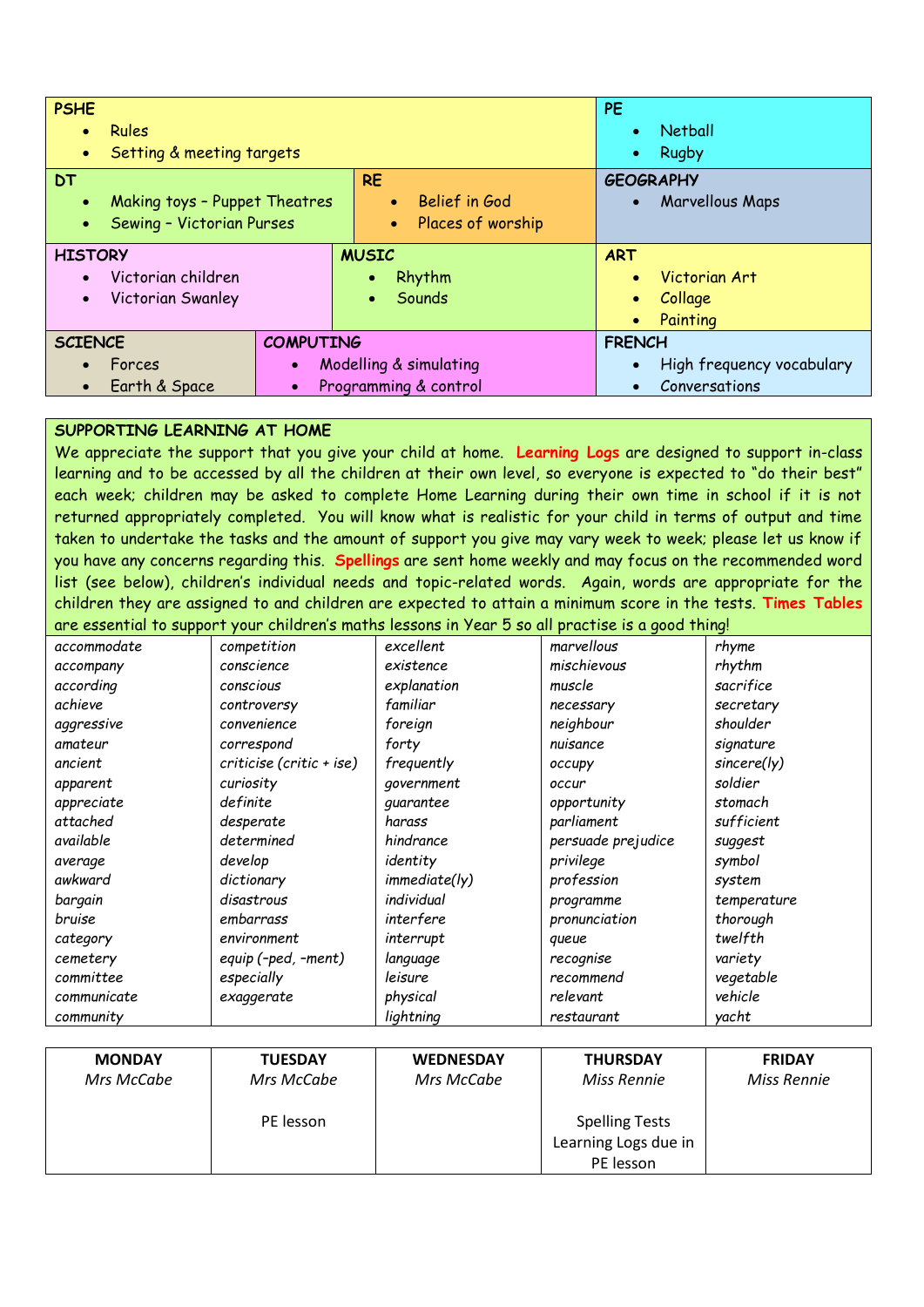**PSHE**

- Rules
- Setting & meeting targets

**PE**

- Netball
- Rugby

**DT**

- Making toys – Puppet Theatres
- Sewing – Victorian Purses

**RE**

- Belief in God
- Places of worship

**GEOGRAPHY**

- Marvellous Maps

**HISTORY**

- Victorian children
- Victorian Swanley

**MUSIC**

- Rhythm
- Sounds

**ART**

- Victorian Art
- Collage
- Painting

**SCIENCE**

- Forces
- Earth & Space

**COMPUTING**

- Modelling & simulating
- Programming & control

**FRENCH**

- High frequency vocabulary
- Conversations

## SUPPORTING LEARNING AT HOME

We appreciate the support that you give your child at home. **Learning Logs** are designed to support in-class learning and to be accessed by all the children at their own level, so everyone is expected to "do their best" each week; children may be asked to complete Home Learning during their own time in school if it is not returned appropriately completed. You will know what is realistic for your child in terms of output and time taken to undertake the tasks and the amount of support you give may vary week to week; please let us know if you have any concerns regarding this. **Spellings** are sent home weekly and may focus on the recommended word list (see below), children's individual needs and topic-related words. Again, words are appropriate for the children they are assigned to and children are expected to attain a minimum score in the tests. **Times Tables** are essential to support your children's maths lessons in Year 5 so all practise is a good thing!

| | | | | |
|---|---|---|---|---|
| *accommodate* | *competition* | *excellent* | *marvellous* | *rhyme* |
| *accompany* | *conscience* | *existence* | *mischievous* | *rhythm* |
| *according* | *conscious* | *explanation* | *muscle* | *sacrifice* |
| *achieve* | *controversy* | *familiar* | *necessary* | *secretary* |
| *aggressive* | *convenience* | *foreign* | *neighbour* | *shoulder* |
| *amateur* | *correspond* | *forty* | *nuisance* | *signature* |
| *ancient* | *criticise (critic + ise)* | *frequently* | *occupy* | *sincere(ly)* |
| *apparent* | *curiosity* | *government* | *occur* | *soldier* |
| *appreciate* | *definite* | *guarantee* | *opportunity* | *stomach* |
| *attached* | *desperate* | *harass* | *parliament* | *sufficient* |
| *available* | *determined* | *hindrance* | *persuade prejudice* | *suggest* |
| *average* | *develop* | *identity* | *privilege* | *symbol* |
| *awkward* | *dictionary* | *immediate(ly)* | *profession* | *system* |
| *bargain* | *disastrous* | *individual* | *programme* | *temperature* |
| *bruise* | *embarrass* | *interfere* | *pronunciation* | *thorough* |
| *category* | *environment* | *interrupt* | *queue* | *twelfth* |
| *cemetery* | *equip (–ped, –ment)* | *language* | *recognise* | *variety* |
| *committee* | *especially* | *leisure* | *recommend* | *vegetable* |
| *communicate* | *exaggerate* | *physical* | *relevant* | *vehicle* |
| *community* | | *lightning* | *restaurant* | *yacht* |

| MONDAY | TUESDAY | WEDNESDAY | THURSDAY | FRIDAY |
|---|---|---|---|---|
| *Mrs McCabe* | *Mrs McCabe* | *Mrs McCabe* | *Miss Rennie* | *Miss Rennie* |
| | PE lesson | | Spelling Tests<br>Learning Logs due in<br>PE lesson | |